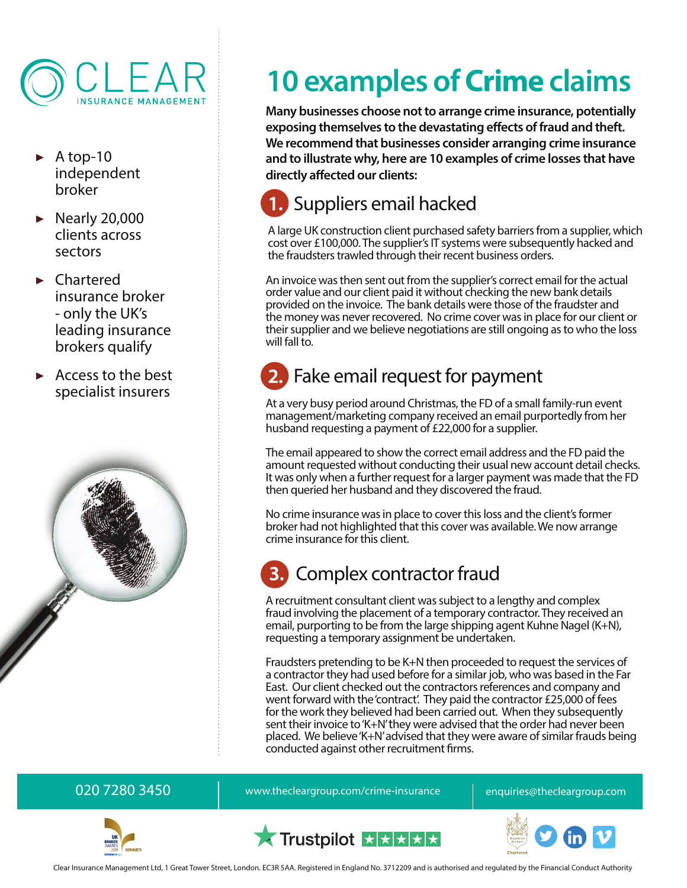CLEAR
INSURANCE MANAGEMENT

- A top-10 independent broker
- Nearly 20,000 clients across sectors
- Chartered insurance broker - only the UK's leading insurance brokers qualify
- Access to the best specialist insurers

# 10 examples of Crime claims

**Many businesses choose not to arrange crime insurance, potentially exposing themselves to the devastating effects of fraud and theft. We recommend that businesses consider arranging crime insurance and to illustrate why, here are 10 examples of crime losses that have directly affected our clients:**

## 1. Suppliers email hacked

A large UK construction client purchased safety barriers from a supplier, which cost over £100,000. The supplier's IT systems were subsequently hacked and the fraudsters trawled through their recent business orders.

An invoice was then sent out from the supplier's correct email for the actual order value and our client paid it without checking the new bank details provided on the invoice. The bank details were those of the fraudster and the money was never recovered. No crime cover was in place for our client or their supplier and we believe negotiations are still ongoing as to who the loss will fall to.

## 2. Fake email request for payment

At a very busy period around Christmas, the FD of a small family-run event management/marketing company received an email purportedly from her husband requesting a payment of £22,000 for a supplier.

The email appeared to show the correct email address and the FD paid the amount requested without conducting their usual new account detail checks. It was only when a further request for a larger payment was made that the FD then queried her husband and they discovered the fraud.

No crime insurance was in place to cover this loss and the client's former broker had not highlighted that this cover was available. We now arrange crime insurance for this client.

## 3. Complex contractor fraud

A recruitment consultant client was subject to a lengthy and complex fraud involving the placement of a temporary contractor. They received an email, purporting to be from the large shipping agent Kuhne Nagel (K+N), requesting a temporary assignment be undertaken.

Fraudsters pretending to be K+N then proceeded to request the services of a contractor they had used before for a similar job, who was based in the Far East. Our client checked out the contractors references and company and went forward with the 'contract'. They paid the contractor £25,000 of fees for the work they believed had been carried out. When they subsequently sent their invoice to 'K+N' they were advised that the order had never been placed. We believe 'K+N' advised that they were aware of similar frauds being conducted against other recruitment firms.

020 7280 3450 | www.thecleargroup.com/crime-insurance | enquiries@thecleargroup.com

Clear Insurance Management Ltd, 1 Great Tower Street, London. EC3R 5AA. Registered in England No. 3712209 and is authorised and regulated by the Financial Conduct Authority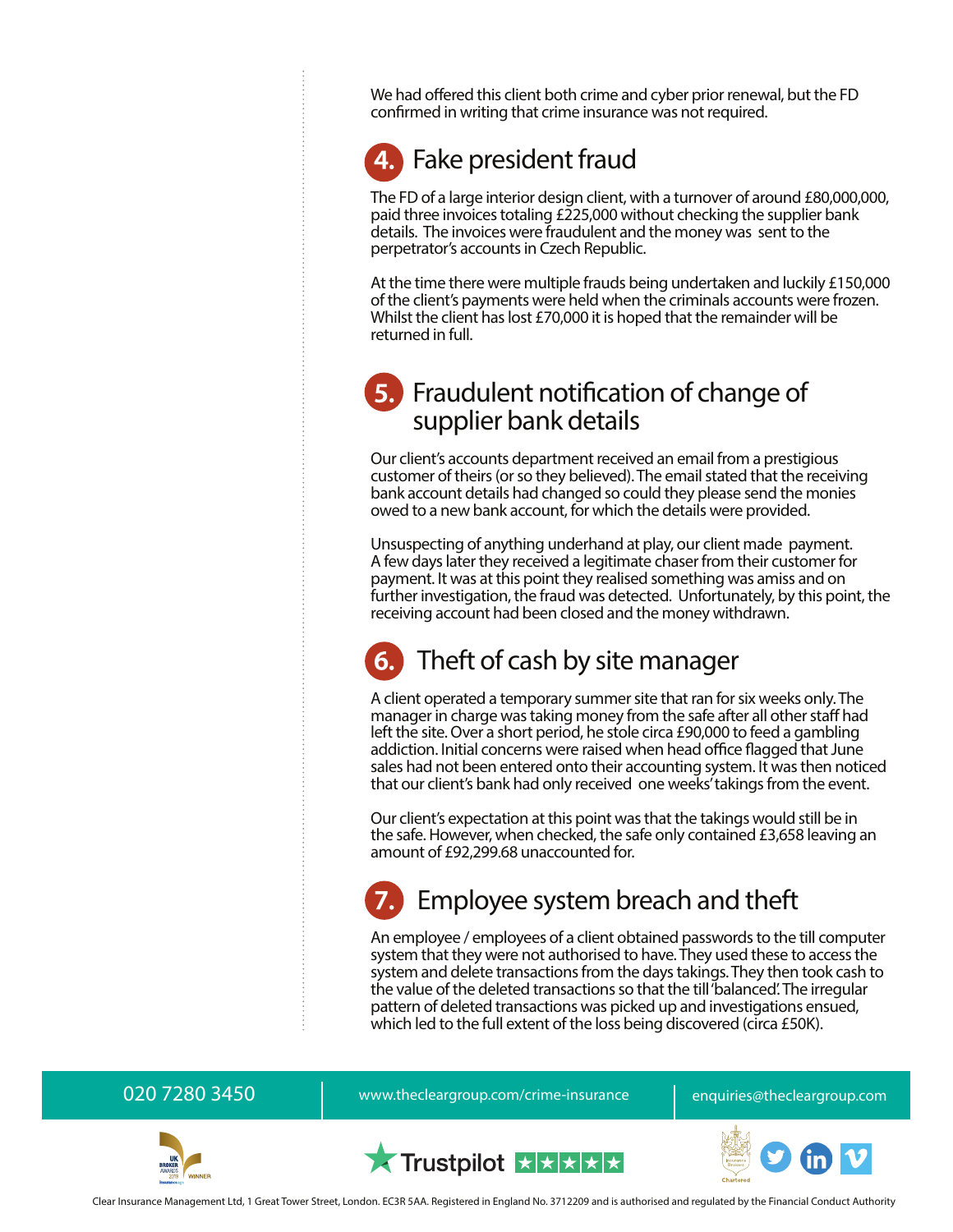We had offered this client both crime and cyber prior renewal, but the FD confirmed in writing that crime insurance was not required.

## 4. Fake president fraud

The FD of a large interior design client, with a turnover of around £80,000,000, paid three invoices totaling £225,000 without checking the supplier bank details. The invoices were fraudulent and the money was sent to the perpetrator's accounts in Czech Republic.

At the time there were multiple frauds being undertaken and luckily £150,000 of the client's payments were held when the criminals accounts were frozen. Whilst the client has lost £70,000 it is hoped that the remainder will be returned in full.

## 5. Fraudulent notification of change of supplier bank details

Our client's accounts department received an email from a prestigious customer of theirs (or so they believed). The email stated that the receiving bank account details had changed so could they please send the monies owed to a new bank account, for which the details were provided.

Unsuspecting of anything underhand at play, our client made payment. A few days later they received a legitimate chaser from their customer for payment. It was at this point they realised something was amiss and on further investigation, the fraud was detected. Unfortunately, by this point, the receiving account had been closed and the money withdrawn.

## 6. Theft of cash by site manager

A client operated a temporary summer site that ran for six weeks only. The manager in charge was taking money from the safe after all other staff had left the site. Over a short period, he stole circa £90,000 to feed a gambling addiction. Initial concerns were raised when head office flagged that June sales had not been entered onto their accounting system. It was then noticed that our client's bank had only received one weeks' takings from the event.

Our client's expectation at this point was that the takings would still be in the safe. However, when checked, the safe only contained £3,658 leaving an amount of £92,299.68 unaccounted for.

## 7. Employee system breach and theft

An employee / employees of a client obtained passwords to the till computer system that they were not authorised to have. They used these to access the system and delete transactions from the days takings. They then took cash to the value of the deleted transactions so that the till 'balanced'. The irregular pattern of deleted transactions was picked up and investigations ensued, which led to the full extent of the loss being discovered (circa £50K).

020 7280 3450 | www.thecleargroup.com/crime-insurance | enquiries@thecleargroup.com

Clear Insurance Management Ltd, 1 Great Tower Street, London. EC3R 5AA. Registered in England No. 3712209 and is authorised and regulated by the Financial Conduct Authority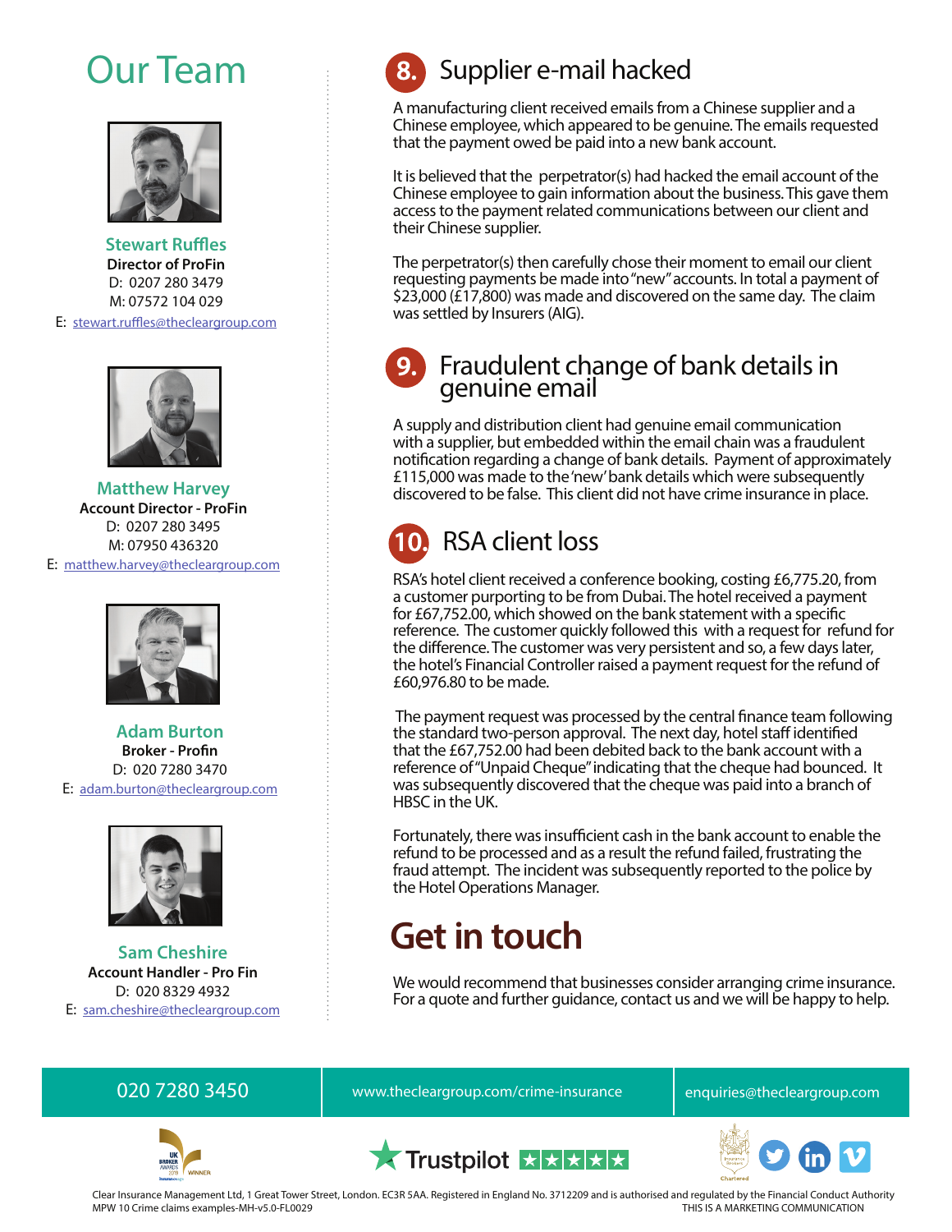# Our Team

**Stewart Ruffles**
**Director of ProFin**
D: 0207 280 3479
M: 07572 104 029
E: stewart.ruffles@thecleargroup.com

**Matthew Harvey**
**Account Director - ProFin**
D: 0207 280 3495
M: 07950 436320
E: matthew.harvey@thecleargroup.com

**Adam Burton**
**Broker - Profin**
D: 020 7280 3470
E: adam.burton@thecleargroup.com

**Sam Cheshire**
**Account Handler - Pro Fin**
D: 020 8329 4932
E: sam.cheshire@thecleargroup.com

## 8. Supplier e-mail hacked

A manufacturing client received emails from a Chinese supplier and a Chinese employee, which appeared to be genuine. The emails requested that the payment owed be paid into a new bank account.

It is believed that the perpetrator(s) had hacked the email account of the Chinese employee to gain information about the business. This gave them access to the payment related communications between our client and their Chinese supplier.

The perpetrator(s) then carefully chose their moment to email our client requesting payments be made into "new" accounts. In total a payment of $23,000 (£17,800) was made and discovered on the same day. The claim was settled by Insurers (AIG).

## 9. Fraudulent change of bank details in genuine email

A supply and distribution client had genuine email communication with a supplier, but embedded within the email chain was a fraudulent notification regarding a change of bank details. Payment of approximately £115,000 was made to the 'new' bank details which were subsequently discovered to be false. This client did not have crime insurance in place.

## 10. RSA client loss

RSA's hotel client received a conference booking, costing £6,775.20, from a customer purporting to be from Dubai. The hotel received a payment for £67,752.00, which showed on the bank statement with a specific reference. The customer quickly followed this with a request for refund for the difference. The customer was very persistent and so, a few days later, the hotel's Financial Controller raised a payment request for the refund of £60,976.80 to be made.

The payment request was processed by the central finance team following the standard two-person approval. The next day, hotel staff identified that the £67,752.00 had been debited back to the bank account with a reference of "Unpaid Cheque" indicating that the cheque had bounced. It was subsequently discovered that the cheque was paid into a branch of HBSC in the UK.

Fortunately, there was insufficient cash in the bank account to enable the refund to be processed and as a result the refund failed, frustrating the fraud attempt. The incident was subsequently reported to the police by the Hotel Operations Manager.

# Get in touch

We would recommend that businesses consider arranging crime insurance. For a quote and further guidance, contact us and we will be happy to help.

020 7280 3450 | www.thecleargroup.com/crime-insurance | enquiries@thecleargroup.com

UK Broker Awards 2019 Winner — Trustpilot — Chartered Insurance Brokers

Clear Insurance Management Ltd, 1 Great Tower Street, London. EC3R 5AA. Registered in England No. 3712209 and is authorised and regulated by the Financial Conduct Authority
MPW 10 Crime claims examples-MH-v5.0-FL0029 THIS IS A MARKETING COMMUNICATION